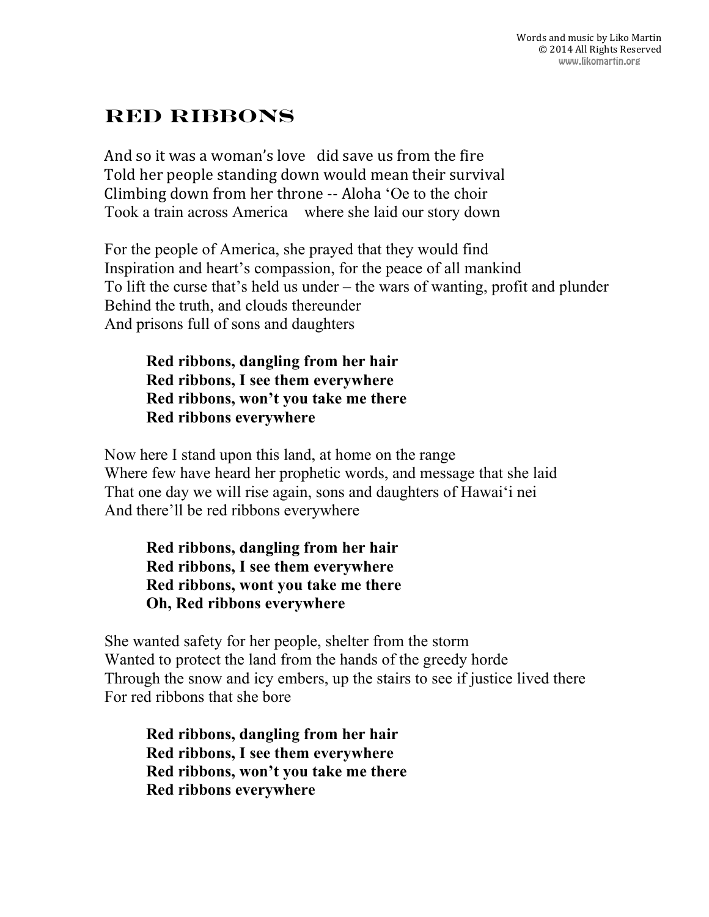Words and music by Liko Martin
© 2014 All Rights Reserved
www.likomartin.org

# RED RIBBONS

And so it was a woman's love did save us from the fire
Told her people standing down would mean their survival
Climbing down from her throne -- Aloha ʻOe to the choir
Took a train across America where she laid our story down

For the people of America, she prayed that they would find
Inspiration and heart's compassion, for the peace of all mankind
To lift the curse that's held us under – the wars of wanting, profit and plunder
Behind the truth, and clouds thereunder
And prisons full of sons and daughters

**Red ribbons, dangling from her hair**
**Red ribbons, I see them everywhere**
**Red ribbons, won't you take me there**
**Red ribbons everywhere**

Now here I stand upon this land, at home on the range
Where few have heard her prophetic words, and message that she laid
That one day we will rise again, sons and daughters of Hawaiʻi nei
And there'll be red ribbons everywhere

**Red ribbons, dangling from her hair**
**Red ribbons, I see them everywhere**
**Red ribbons, wont you take me there**
**Oh, Red ribbons everywhere**

She wanted safety for her people, shelter from the storm
Wanted to protect the land from the hands of the greedy horde
Through the snow and icy embers, up the stairs to see if justice lived there
For red ribbons that she bore

**Red ribbons, dangling from her hair**
**Red ribbons, I see them everywhere**
**Red ribbons, won't you take me there**
**Red ribbons everywhere**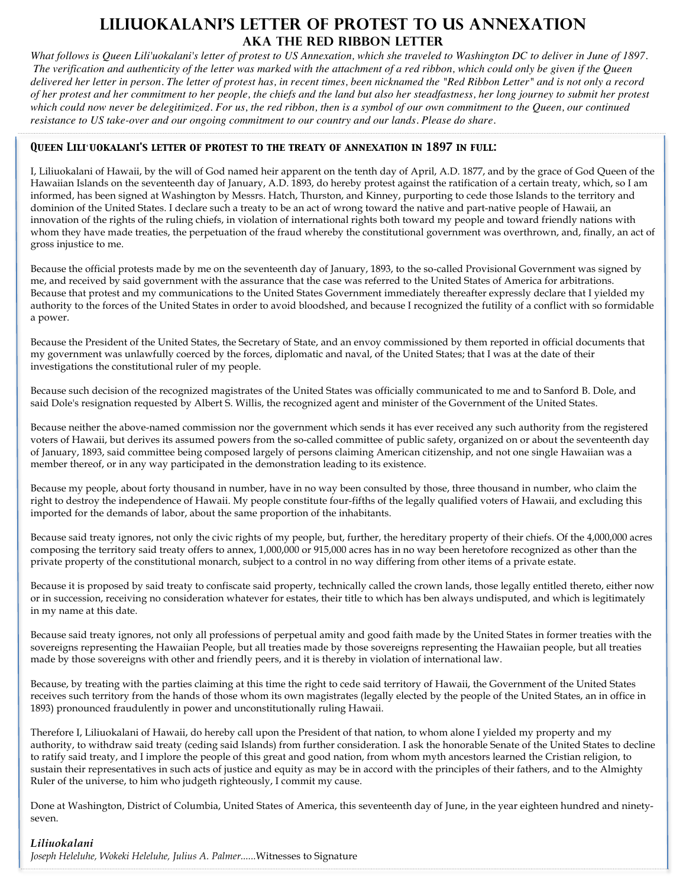# LILIUOKALANI'S LETTER OF PROTEST TO US ANNEXATION

## AKA THE RED RIBBON LETTER

*What follows is Queen Lili'uokalani's letter of protest to US Annexation, which she traveled to Washington DC to deliver in June of 1897. The verification and authenticity of the letter was marked with the attachment of a red ribbon, which could only be given if the Queen delivered her letter in person. The letter of protest has, in recent times, been nicknamed the "Red Ribbon Letter" and is not only a record of her protest and her commitment to her people, the chiefs and the land but also her steadfastness, her long journey to submit her protest which could now never be delegitimized. For us, the red ribbon, then is a symbol of our own commitment to the Queen, our continued resistance to US take-over and our ongoing commitment to our country and our lands. Please do share.*

### Queen Lili·uokalani's letter of protest to the treaty of annexation in 1897 in full:

I, Liliuokalani of Hawaii, by the will of God named heir apparent on the tenth day of April, A.D. 1877, and by the grace of God Queen of the Hawaiian Islands on the seventeenth day of January, A.D. 1893, do hereby protest against the ratification of a certain treaty, which, so I am informed, has been signed at Washington by Messrs. Hatch, Thurston, and Kinney, purporting to cede those Islands to the territory and dominion of the United States. I declare such a treaty to be an act of wrong toward the native and part-native people of Hawaii, an innovation of the rights of the ruling chiefs, in violation of international rights both toward my people and toward friendly nations with whom they have made treaties, the perpetuation of the fraud whereby the constitutional government was overthrown, and, finally, an act of gross injustice to me.

Because the official protests made by me on the seventeenth day of January, 1893, to the so-called Provisional Government was signed by me, and received by said government with the assurance that the case was referred to the United States of America for arbitrations. Because that protest and my communications to the United States Government immediately thereafter expressly declare that I yielded my authority to the forces of the United States in order to avoid bloodshed, and because I recognized the futility of a conflict with so formidable a power.

Because the President of the United States, the Secretary of State, and an envoy commissioned by them reported in official documents that my government was unlawfully coerced by the forces, diplomatic and naval, of the United States; that I was at the date of their investigations the constitutional ruler of my people.

Because such decision of the recognized magistrates of the United States was officially communicated to me and to Sanford B. Dole, and said Dole's resignation requested by Albert S. Willis, the recognized agent and minister of the Government of the United States.

Because neither the above-named commission nor the government which sends it has ever received any such authority from the registered voters of Hawaii, but derives its assumed powers from the so-called committee of public safety, organized on or about the seventeenth day of January, 1893, said committee being composed largely of persons claiming American citizenship, and not one single Hawaiian was a member thereof, or in any way participated in the demonstration leading to its existence.

Because my people, about forty thousand in number, have in no way been consulted by those, three thousand in number, who claim the right to destroy the independence of Hawaii. My people constitute four-fifths of the legally qualified voters of Hawaii, and excluding this imported for the demands of labor, about the same proportion of the inhabitants.

Because said treaty ignores, not only the civic rights of my people, but, further, the hereditary property of their chiefs. Of the 4,000,000 acres composing the territory said treaty offers to annex, 1,000,000 or 915,000 acres has in no way been heretofore recognized as other than the private property of the constitutional monarch, subject to a control in no way differing from other items of a private estate.

Because it is proposed by said treaty to confiscate said property, technically called the crown lands, those legally entitled thereto, either now or in succession, receiving no consideration whatever for estates, their title to which has ben always undisputed, and which is legitimately in my name at this date.

Because said treaty ignores, not only all professions of perpetual amity and good faith made by the United States in former treaties with the sovereigns representing the Hawaiian People, but all treaties made by those sovereigns representing the Hawaiian people, but all treaties made by those sovereigns with other and friendly peers, and it is thereby in violation of international law.

Because, by treating with the parties claiming at this time the right to cede said territory of Hawaii, the Government of the United States receives such territory from the hands of those whom its own magistrates (legally elected by the people of the United States, an in office in 1893) pronounced fraudulently in power and unconstitutionally ruling Hawaii.

Therefore I, Liliuokalani of Hawaii, do hereby call upon the President of that nation, to whom alone I yielded my property and my authority, to withdraw said treaty (ceding said Islands) from further consideration. I ask the honorable Senate of the United States to decline to ratify said treaty, and I implore the people of this great and good nation, from whom myth ancestors learned the Cristian religion, to sustain their representatives in such acts of justice and equity as may be in accord with the principles of their fathers, and to the Almighty Ruler of the universe, to him who judgeth righteously, I commit my cause.

Done at Washington, District of Columbia, United States of America, this seventeenth day of June, in the year eighteen hundred and ninety-seven.

***Liliuokalani***

*Joseph Heleluhe, Wokeki Heleluhe, Julius A. Palmer*......Witnesses to Signature